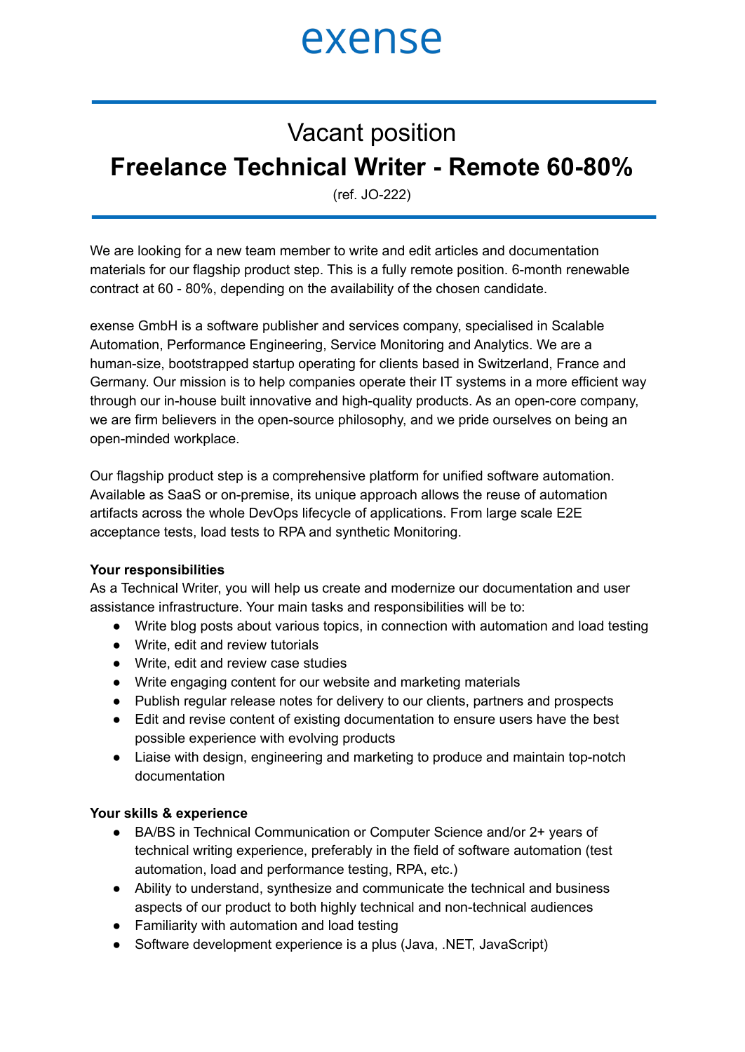# exense

## Vacant position

# Freelance Technical Writer - Remote 60-80%

(ref. JO-222)

We are looking for a new team member to write and edit articles and documentation materials for our flagship product step. This is a fully remote position. 6-month renewable contract at 60 - 80%, depending on the availability of the chosen candidate.

exense GmbH is a software publisher and services company, specialised in Scalable Automation, Performance Engineering, Service Monitoring and Analytics. We are a human-size, bootstrapped startup operating for clients based in Switzerland, France and Germany. Our mission is to help companies operate their IT systems in a more efficient way through our in-house built innovative and high-quality products. As an open-core company, we are firm believers in the open-source philosophy, and we pride ourselves on being an open-minded workplace.

Our flagship product step is a comprehensive platform for unified software automation. Available as SaaS or on-premise, its unique approach allows the reuse of automation artifacts across the whole DevOps lifecycle of applications. From large scale E2E acceptance tests, load tests to RPA and synthetic Monitoring.

**Your responsibilities**

As a Technical Writer, you will help us create and modernize our documentation and user assistance infrastructure. Your main tasks and responsibilities will be to:

- Write blog posts about various topics, in connection with automation and load testing
- Write, edit and review tutorials
- Write, edit and review case studies
- Write engaging content for our website and marketing materials
- Publish regular release notes for delivery to our clients, partners and prospects
- Edit and revise content of existing documentation to ensure users have the best possible experience with evolving products
- Liaise with design, engineering and marketing to produce and maintain top-notch documentation

**Your skills & experience**

- BA/BS in Technical Communication or Computer Science and/or 2+ years of technical writing experience, preferably in the field of software automation (test automation, load and performance testing, RPA, etc.)
- Ability to understand, synthesize and communicate the technical and business aspects of our product to both highly technical and non-technical audiences
- Familiarity with automation and load testing
- Software development experience is a plus (Java, .NET, JavaScript)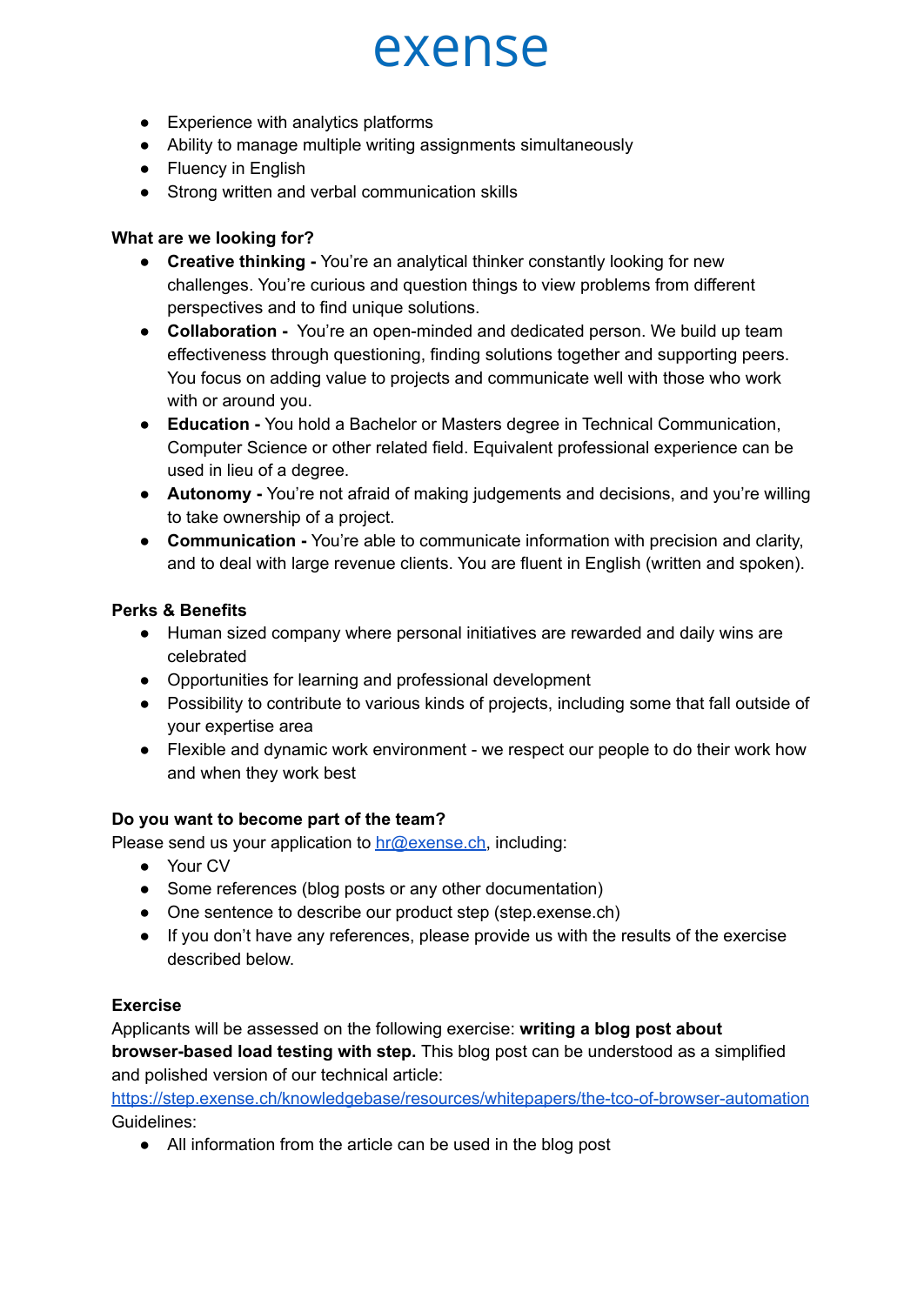- Experience with analytics platforms
- Ability to manage multiple writing assignments simultaneously
- Fluency in English
- Strong written and verbal communication skills

**What are we looking for?**

- **Creative thinking -** You're an analytical thinker constantly looking for new challenges. You're curious and question things to view problems from different perspectives and to find unique solutions.
- **Collaboration -** You're an open-minded and dedicated person. We build up team effectiveness through questioning, finding solutions together and supporting peers. You focus on adding value to projects and communicate well with those who work with or around you.
- **Education -** You hold a Bachelor or Masters degree in Technical Communication, Computer Science or other related field. Equivalent professional experience can be used in lieu of a degree.
- **Autonomy -** You're not afraid of making judgements and decisions, and you're willing to take ownership of a project.
- **Communication -** You're able to communicate information with precision and clarity, and to deal with large revenue clients. You are fluent in English (written and spoken).

**Perks & Benefits**

- Human sized company where personal initiatives are rewarded and daily wins are celebrated
- Opportunities for learning and professional development
- Possibility to contribute to various kinds of projects, including some that fall outside of your expertise area
- Flexible and dynamic work environment - we respect our people to do their work how and when they work best

**Do you want to become part of the team?**

Please send us your application to [hr@exense.ch](mailto:hr@exense.ch), including:

- Your CV
- Some references (blog posts or any other documentation)
- One sentence to describe our product step (step.exense.ch)
- If you don't have any references, please provide us with the results of the exercise described below.

**Exercise**

Applicants will be assessed on the following exercise: **writing a blog post about browser-based load testing with step.** This blog post can be understood as a simplified and polished version of our technical article:
[https://step.exense.ch/knowledgebase/resources/whitepapers/the-tco-of-browser-automation](https://step.exense.ch/knowledgebase/resources/whitepapers/the-tco-of-browser-automation)
Guidelines:

- All information from the article can be used in the blog post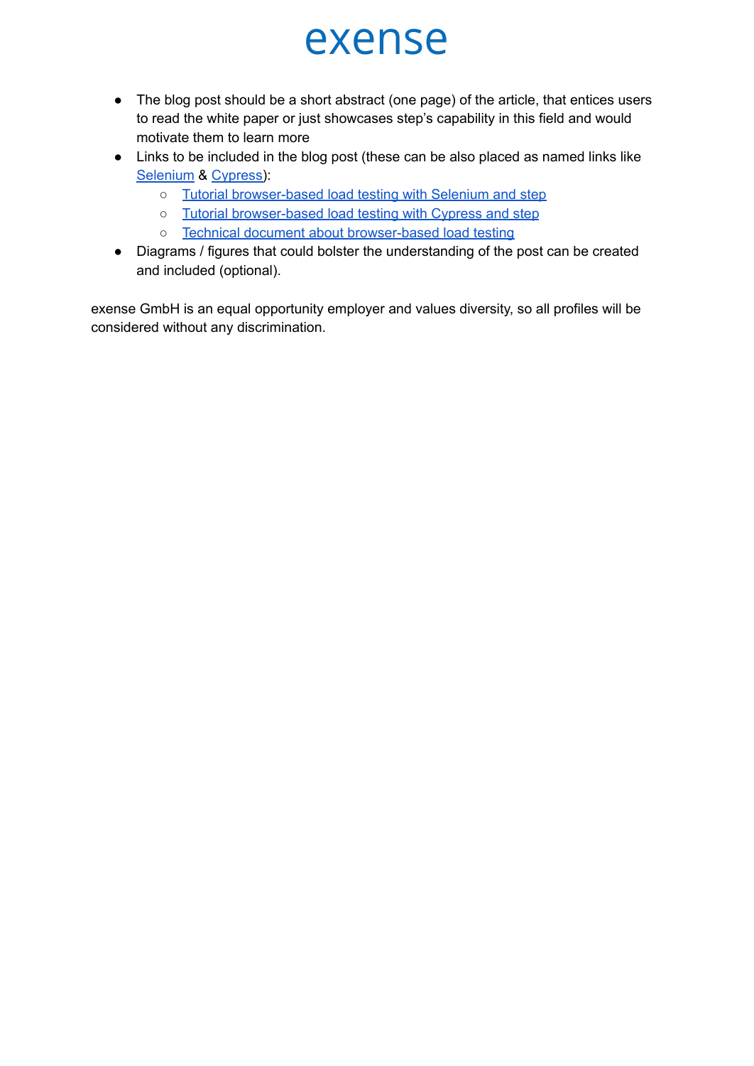- The blog post should be a short abstract (one page) of the article, that entices users to read the white paper or just showcases step's capability in this field and would motivate them to learn more
- Links to be included in the blog post (these can be also placed as named links like Selenium & Cypress):
  - Tutorial browser-based load testing with Selenium and step
  - Tutorial browser-based load testing with Cypress and step
  - Technical document about browser-based load testing
- Diagrams / figures that could bolster the understanding of the post can be created and included (optional).

exense GmbH is an equal opportunity employer and values diversity, so all profiles will be considered without any discrimination.